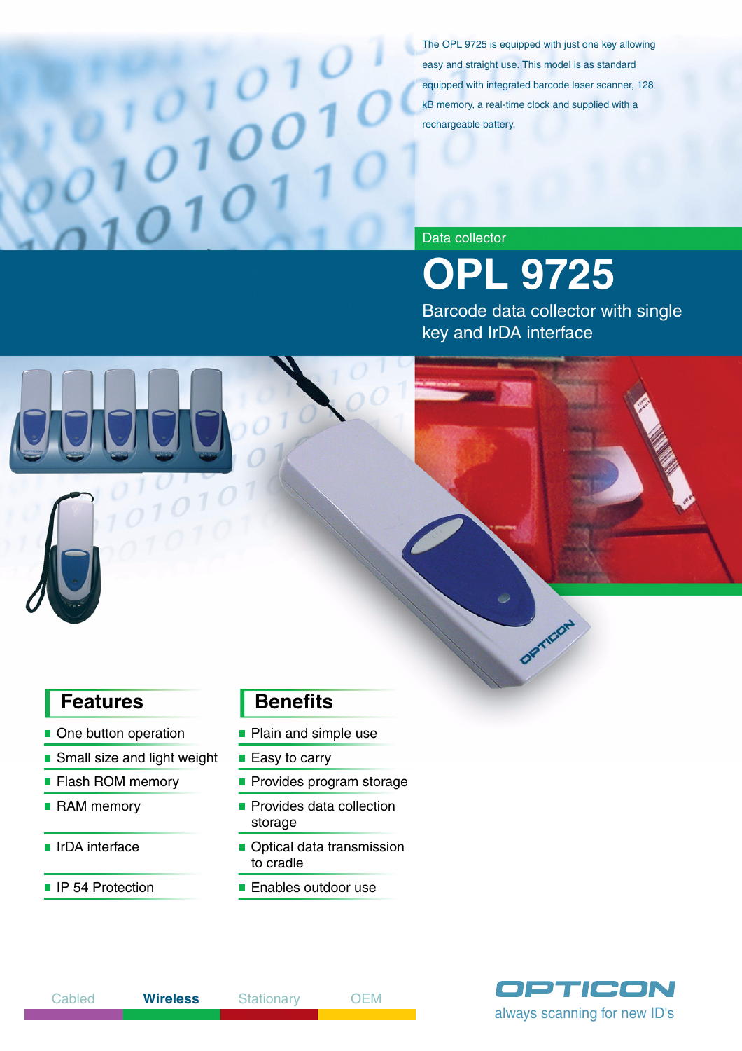The OPL 9725 is equipped with just one key allowing easy and straight use. This model is as standard equipped with integrated barcode laser scanner, 128 kB memory, a real-time clock and supplied with a rechargeable battery.

Data collector

# OPL 9725

Barcode data collector with single key and IrDA interface

| Features | Benefits |
|---|---|
| One button operation | Plain and simple use |
| Small size and light weight | Easy to carry |
| Flash ROM memory | Provides program storage |
| RAM memory | Provides data collection storage |
| IrDA interface | Optical data transmission to cradle |
| IP 54 Protection | Enables outdoor use |

Cabled **Wireless** Stationary OEM

OPTICON

always scanning for new ID's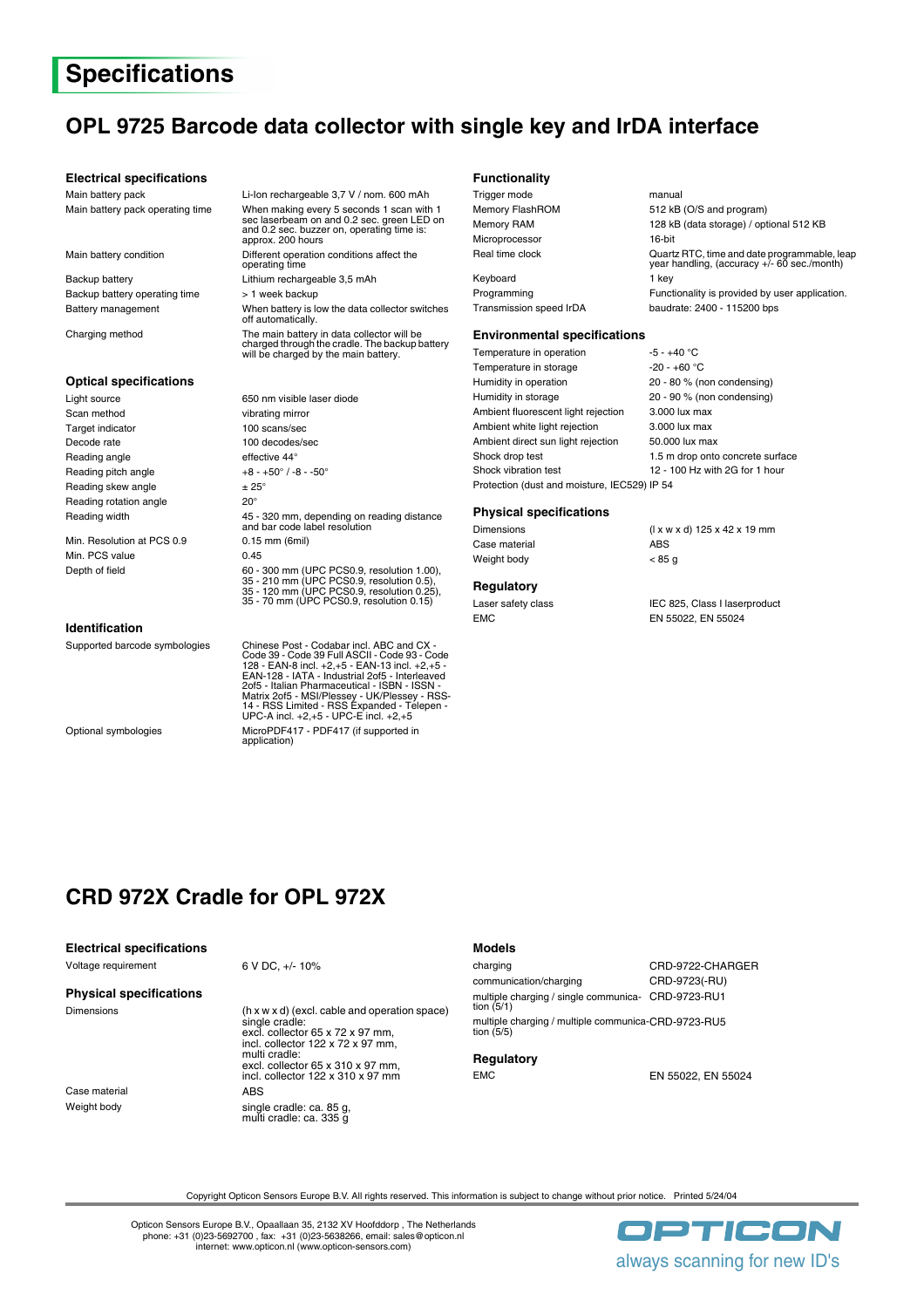# Specifications

## OPL 9725 Barcode data collector with single key and IrDA interface

### Electrical specifications

| | |
|---|---|
| Main battery pack | Li-Ion rechargeable 3,7 V / nom. 600 mAh |
| Main battery pack operating time | When making every 5 seconds 1 scan with 1 sec laserbeam on and 0.2 sec. green LED on and 0.2 sec. buzzer on, operating time is: approx. 200 hours |
| Main battery condition | Different operation conditions affect the operating time |
| Backup battery | Lithium rechargeable 3,5 mAh |
| Backup battery operating time | > 1 week backup |
| Battery management | When battery is low the data collector switches off automatically. |
| Charging method | The main battery in data collector will be charged through the cradle. The backup battery will be charged by the main battery. |

### Optical specifications

| | |
|---|---|
| Light source | 650 nm visible laser diode |
| Scan method | vibrating mirror |
| Target indicator | 100 scans/sec |
| Decode rate | 100 decodes/sec |
| Reading angle | effective 44° |
| Reading pitch angle | +8 - +50° / -8 - -50° |
| Reading skew angle | ± 25° |
| Reading rotation angle | 20° |
| Reading width | 45 - 320 mm, depending on reading distance and bar code label resolution |
| Min. Resolution at PCS 0.9 | 0.15 mm (6mil) |
| Min. PCS value | 0.45 |
| Depth of field | 60 - 300 mm (UPC PCS0.9, resolution 1.00), 35 - 210 mm (UPC PCS0.9, resolution 0.5), 35 - 120 mm (UPC PCS0.9, resolution 0.25), 35 - 70 mm (UPC PCS0.9, resolution 0.15) |

### Identification

| | |
|---|---|
| Supported barcode symbologies | Chinese Post - Codabar incl. ABC and CX - Code 39 - Code 39 Full ASCII - Code 93 - Code 128 - EAN-8 incl. +2,+5 - EAN-13 incl. +2,+5 - EAN-128 - IATA - Industrial 2of5 - Interleaved 2of5 - Italian Pharmaceutical - ISBN - ISSN - Matrix 2of5 - MSI/Plessey - UK/Plessey - RSS-14 - RSS Limited - RSS Expanded - Telepen - UPC-A incl. +2,+5 - UPC-E incl. +2,+5 |
| Optional symbologies | MicroPDF417 - PDF417 (if supported in application) |

### Functionality

| | |
|---|---|
| Trigger mode | manual |
| Memory FlashROM | 512 kB (O/S and program) |
| Memory RAM | 128 kB (data storage) / optional 512 KB |
| Microprocessor | 16-bit |
| Real time clock | Quartz RTC, time and date programmable, leap year handling, (accuracy +/- 60 sec./month) |
| Keyboard | 1 key |
| Programming | Functionality is provided by user application. |
| Transmission speed IrDA | baudrate: 2400 - 115200 bps |

### Environmental specifications

| | |
|---|---|
| Temperature in operation | -5 - +40 °C |
| Temperature in storage | -20 - +60 °C |
| Humidity in operation | 20 - 80 % (non condensing) |
| Humidity in storage | 20 - 90 % (non condensing) |
| Ambient fluorescent light rejection | 3.000 lux max |
| Ambient white light rejection | 3.000 lux max |
| Ambient direct sun light rejection | 50.000 lux max |
| Shock drop test | 1.5 m drop onto concrete surface |
| Shock vibration test | 12 - 100 Hz with 2G for 1 hour |
| Protection (dust and moisture, IEC529) | IP 54 |

### Physical specifications

| | |
|---|---|
| Dimensions | (l x w x d) 125 x 42 x 19 mm |
| Case material | ABS |
| Weight body | < 85 g |

### Regulatory

| | |
|---|---|
| Laser safety class | IEC 825, Class I laserproduct |
| EMC | EN 55022, EN 55024 |

## CRD 972X Cradle for OPL 972X

### Electrical specifications

| | |
|---|---|
| Voltage requirement | 6 V DC, +/- 10% |

### Physical specifications

| | |
|---|---|
| Dimensions | (h x w x d) (excl. cable and operation space) single cradle: excl. collector 65 x 72 x 97 mm, incl. collector 122 x 72 x 97 mm, multi cradle: excl. collector 65 x 310 x 97 mm, incl. collector 122 x 310 x 97 mm |
| Case material | ABS |
| Weight body | single cradle: ca. 85 g, multi cradle: ca. 335 g |

### Models

| | |
|---|---|
| charging | CRD-9722-CHARGER |
| communication/charging | CRD-9723(-RU) |
| multiple charging / single communication (5/1) | CRD-9723-RU1 |
| multiple charging / multiple communication (5/5) | CRD-9723-RU5 |

### Regulatory

| | |
|---|---|
| EMC | EN 55022, EN 55024 |

Copyright Opticon Sensors Europe B.V. All rights reserved. This information is subject to change without prior notice. Printed 5/24/04

Opticon Sensors Europe B.V., Opaallaan 35, 2132 XV Hoofddorp , The Netherlands
phone: +31 (0)23-5692700 , fax: +31 (0)23-5638266, email: sales@opticon.nl
internet: www.opticon.nl (www.opticon-sensors.com)

OPTICON
always scanning for new ID's